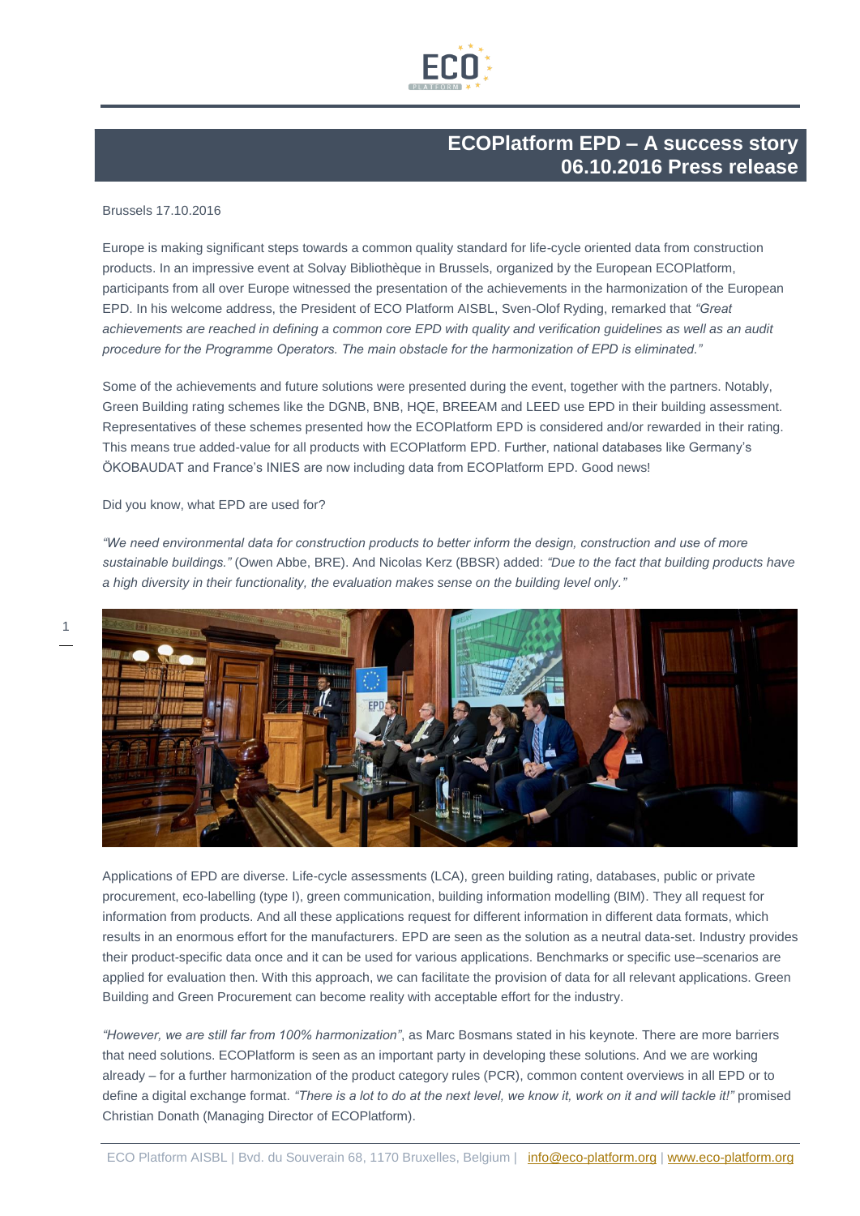# ECOPlatform EPD – A success story
## 06.10.2016 Press release

Brussels 17.10.2016

Europe is making significant steps towards a common quality standard for life-cycle oriented data from construction products. In an impressive event at Solvay Bibliothèque in Brussels, organized by the European ECOPlatform, participants from all over Europe witnessed the presentation of the achievements in the harmonization of the European EPD. In his welcome address, the President of ECO Platform AISBL, Sven-Olof Ryding, remarked that *"Great achievements are reached in defining a common core EPD with quality and verification guidelines as well as an audit procedure for the Programme Operators. The main obstacle for the harmonization of EPD is eliminated."*

Some of the achievements and future solutions were presented during the event, together with the partners. Notably, Green Building rating schemes like the DGNB, BNB, HQE, BREEAM and LEED use EPD in their building assessment. Representatives of these schemes presented how the ECOPlatform EPD is considered and/or rewarded in their rating. This means true added-value for all products with ECOPlatform EPD. Further, national databases like Germany's ÖKOBAUDAT and France's INIES are now including data from ECOPlatform EPD. Good news!

Did you know, what EPD are used for?

*"We need environmental data for construction products to better inform the design, construction and use of more sustainable buildings."* (Owen Abbe, BRE). And Nicolas Kerz (BBSR) added: *"Due to the fact that building products have a high diversity in their functionality, the evaluation makes sense on the building level only."*

Applications of EPD are diverse. Life-cycle assessments (LCA), green building rating, databases, public or private procurement, eco-labelling (type I), green communication, building information modelling (BIM). They all request for information from products. And all these applications request for different information in different data formats, which results in an enormous effort for the manufacturers. EPD are seen as the solution as a neutral data-set. Industry provides their product-specific data once and it can be used for various applications. Benchmarks or specific use–scenarios are applied for evaluation then. With this approach, we can facilitate the provision of data for all relevant applications. Green Building and Green Procurement can become reality with acceptable effort for the industry.

*"However, we are still far from 100% harmonization"*, as Marc Bosmans stated in his keynote. There are more barriers that need solutions. ECOPlatform is seen as an important party in developing these solutions. And we are working already – for a further harmonization of the product category rules (PCR), common content overviews in all EPD or to define a digital exchange format. *"There is a lot to do at the next level, we know it, work on it and will tackle it!"* promised Christian Donath (Managing Director of ECOPlatform).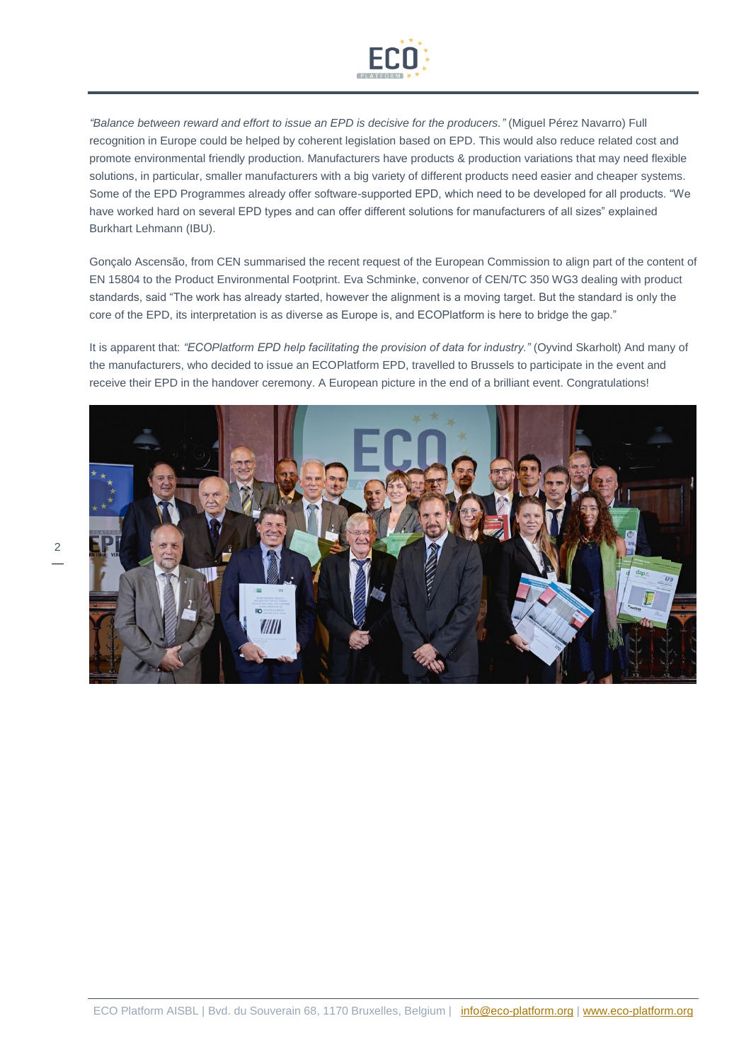*"Balance between reward and effort to issue an EPD is decisive for the producers."* (Miguel Pérez Navarro) Full recognition in Europe could be helped by coherent legislation based on EPD. This would also reduce related cost and promote environmental friendly production. Manufacturers have products & production variations that may need flexible solutions, in particular, smaller manufacturers with a big variety of different products need easier and cheaper systems. Some of the EPD Programmes already offer software-supported EPD, which need to be developed for all products. "We have worked hard on several EPD types and can offer different solutions for manufacturers of all sizes" explained Burkhart Lehmann (IBU).

Gonçalo Ascensão, from CEN summarised the recent request of the European Commission to align part of the content of EN 15804 to the Product Environmental Footprint. Eva Schminke, convenor of CEN/TC 350 WG3 dealing with product standards, said "The work has already started, however the alignment is a moving target. But the standard is only the core of the EPD, its interpretation is as diverse as Europe is, and ECOPlatform is here to bridge the gap."

It is apparent that: *"ECOPlatform EPD help facilitating the provision of data for industry."* (Oyvind Skarholt) And many of the manufacturers, who decided to issue an ECOPlatform EPD, travelled to Brussels to participate in the event and receive their EPD in the handover ceremony. A European picture in the end of a brilliant event. Congratulations!

ECO Platform AISBL | Bvd. du Souverain 68, 1170 Bruxelles, Belgium | info@eco-platform.org | www.eco-platform.org